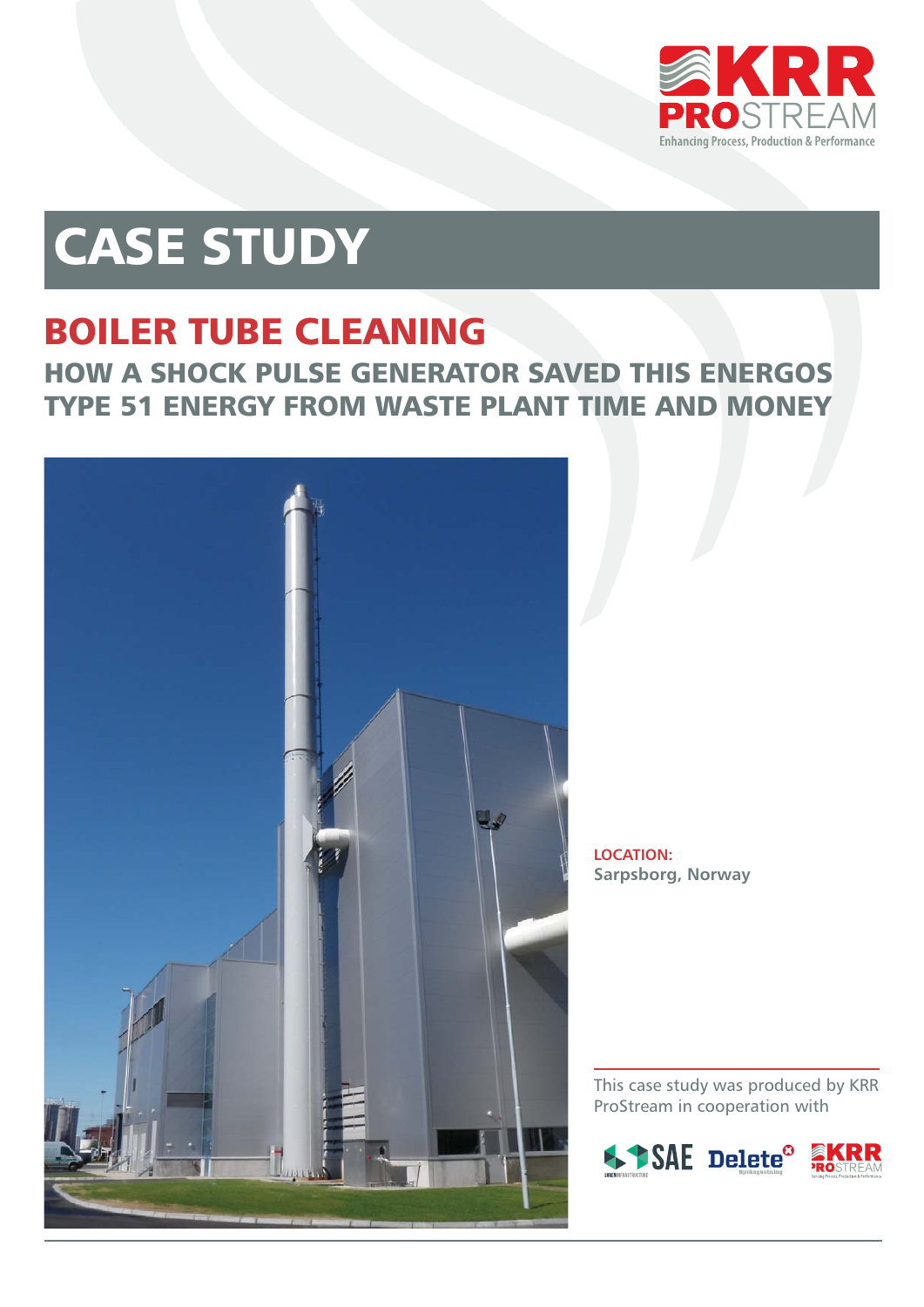KRR PROSTREAM
Enhancing Process, Production & Performance

# CASE STUDY

## BOILER TUBE CLEANING

### HOW A SHOCK PULSE GENERATOR SAVED THIS ENERGOS TYPE 51 ENERGY FROM WASTE PLANT TIME AND MONEY

**LOCATION:**
**Sarpsborg, Norway**

This case study was produced by KRR ProStream in cooperation with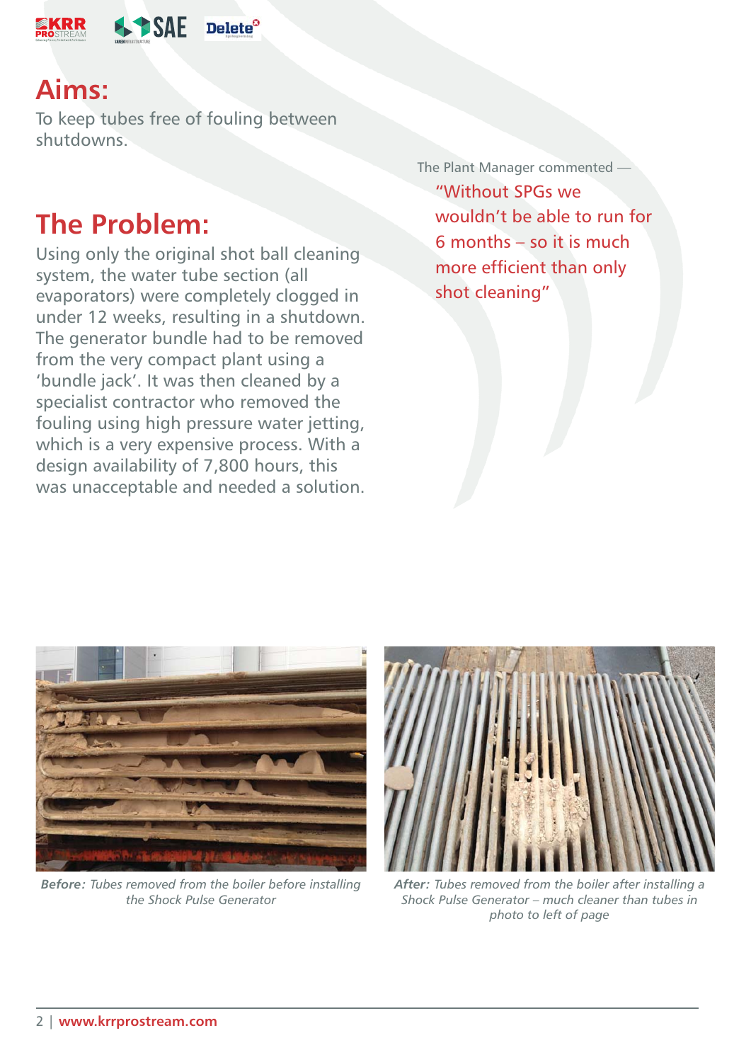## Aims:

To keep tubes free of fouling between shutdowns.

## The Problem:

Using only the original shot ball cleaning system, the water tube section (all evaporators) were completely clogged in under 12 weeks, resulting in a shutdown. The generator bundle had to be removed from the very compact plant using a 'bundle jack'. It was then cleaned by a specialist contractor who removed the fouling using high pressure water jetting, which is a very expensive process. With a design availability of 7,800 hours, this was unacceptable and needed a solution.

The Plant Manager commented —

"Without SPGs we wouldn't be able to run for 6 months – so it is much more efficient than only shot cleaning"

***Before:*** *Tubes removed from the boiler before installing the Shock Pulse Generator*

***After:*** *Tubes removed from the boiler after installing a Shock Pulse Generator – much cleaner than tubes in photo to left of page*

**www.krrprostream.com**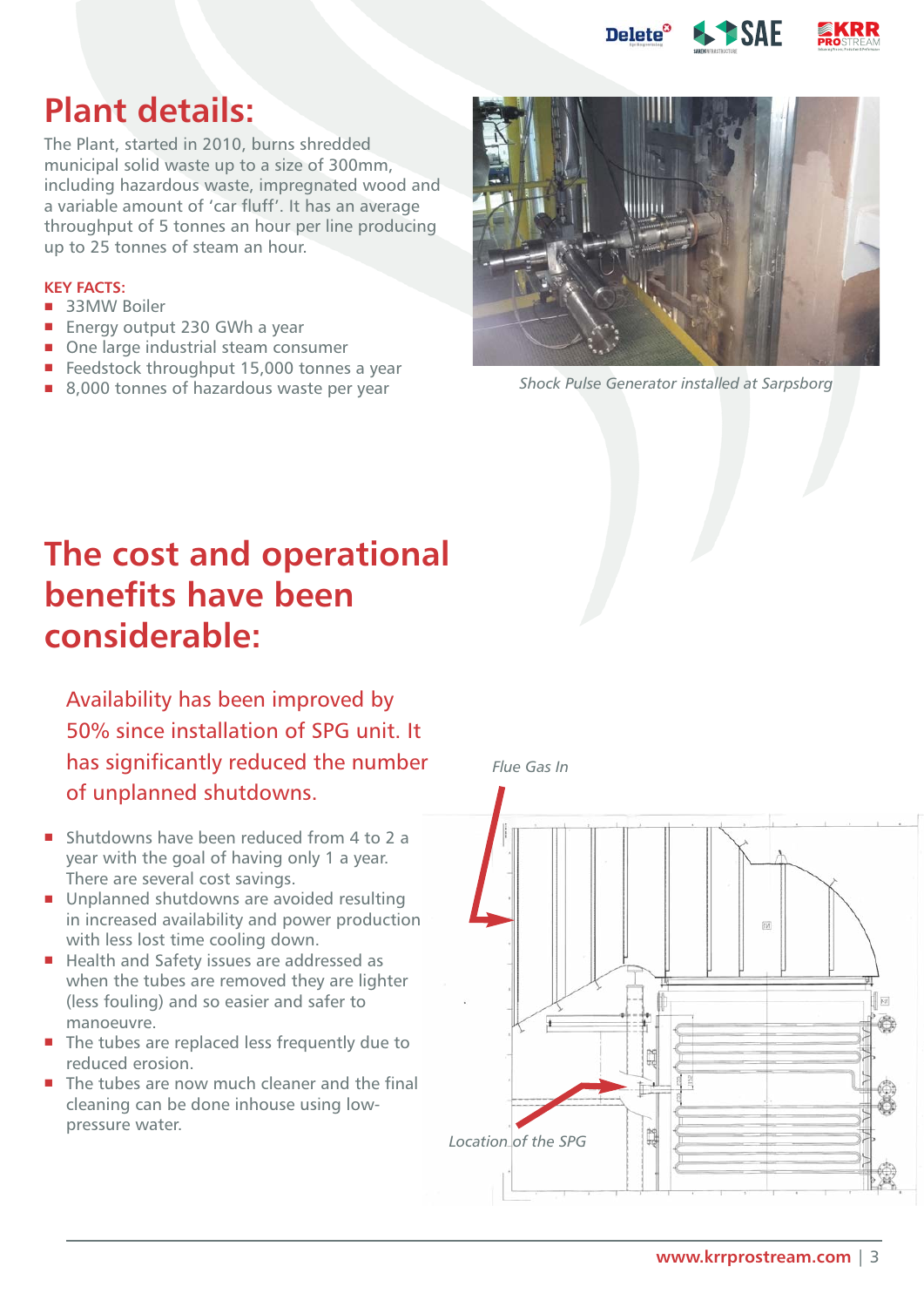# Plant details:

The Plant, started in 2010, burns shredded municipal solid waste up to a size of 300mm, including hazardous waste, impregnated wood and a variable amount of 'car fluff'. It has an average throughput of 5 tonnes an hour per line producing up to 25 tonnes of steam an hour.

**KEY FACTS:**

- 33MW Boiler
- Energy output 230 GWh a year
- One large industrial steam consumer
- Feedstock throughput 15,000 tonnes a year
- 8,000 tonnes of hazardous waste per year

*Shock Pulse Generator installed at Sarpsborg*

# The cost and operational benefits have been considerable:

Availability has been improved by 50% since installation of SPG unit. It has significantly reduced the number of unplanned shutdowns.

- Shutdowns have been reduced from 4 to 2 a year with the goal of having only 1 a year. There are several cost savings.
- Unplanned shutdowns are avoided resulting in increased availability and power production with less lost time cooling down.
- Health and Safety issues are addressed as when the tubes are removed they are lighter (less fouling) and so easier and safer to manoeuvre.
- The tubes are replaced less frequently due to reduced erosion.
- The tubes are now much cleaner and the final cleaning can be done inhouse using low-pressure water.

*Flue Gas In*

*Location of the SPG*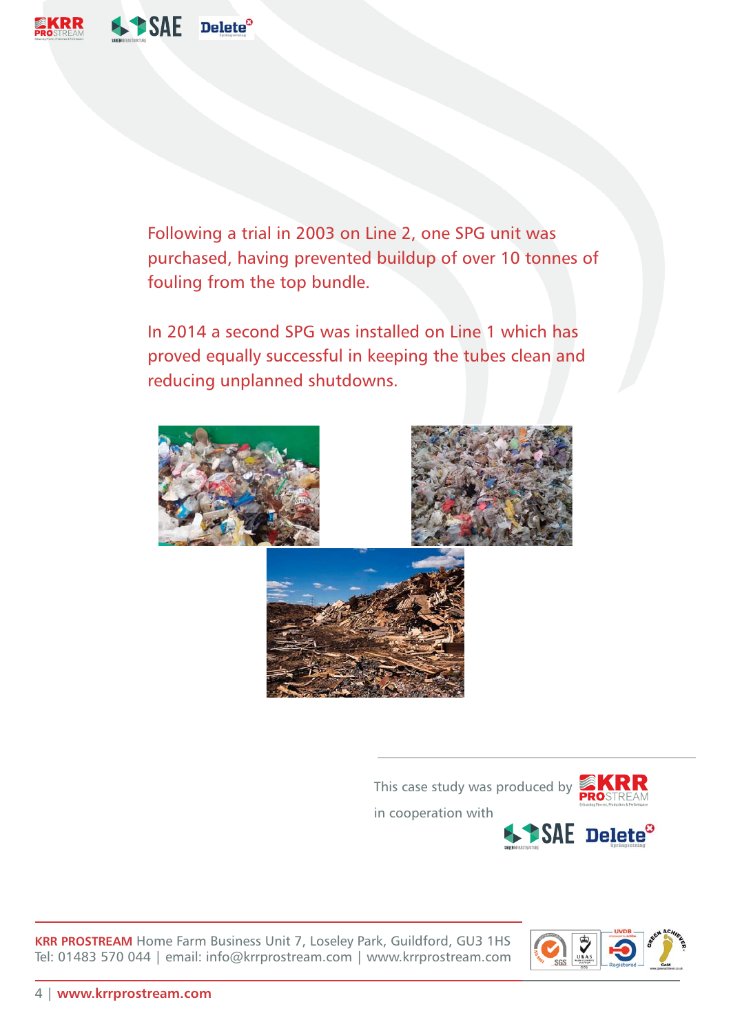Following a trial in 2003 on Line 2, one SPG unit was purchased, having prevented buildup of over 10 tonnes of fouling from the top bundle.

In 2014 a second SPG was installed on Line 1 which has proved equally successful in keeping the tubes clean and reducing unplanned shutdowns.

This case study was produced by KRR PROSTREAM

in cooperation with SAE Delete

**KRR PROSTREAM** Home Farm Business Unit 7, Loseley Park, Guildford, GU3 1HS
Tel: 01483 570 044 | email: info@krrprostream.com | www.krrprostream.com